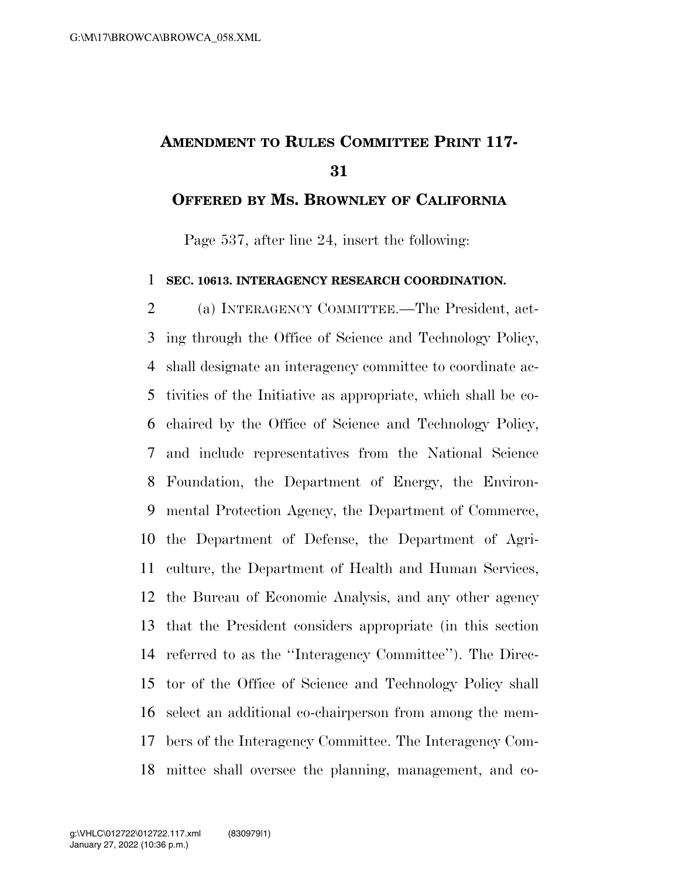# AMENDMENT TO RULES COMMITTEE PRINT 117-31

## OFFERED BY MS. BROWNLEY OF CALIFORNIA

Page 537, after line 24, insert the following:

**SEC. 10613. INTERAGENCY RESEARCH COORDINATION.**

(a) INTERAGENCY COMMITTEE.—The President, acting through the Office of Science and Technology Policy, shall designate an interagency committee to coordinate activities of the Initiative as appropriate, which shall be co-chaired by the Office of Science and Technology Policy, and include representatives from the National Science Foundation, the Department of Energy, the Environmental Protection Agency, the Department of Commerce, the Department of Defense, the Department of Agriculture, the Department of Health and Human Services, the Bureau of Economic Analysis, and any other agency that the President considers appropriate (in this section referred to as the ''Interagency Committee''). The Director of the Office of Science and Technology Policy shall select an additional co-chairperson from among the members of the Interagency Committee. The Interagency Committee shall oversee the planning, management, and co-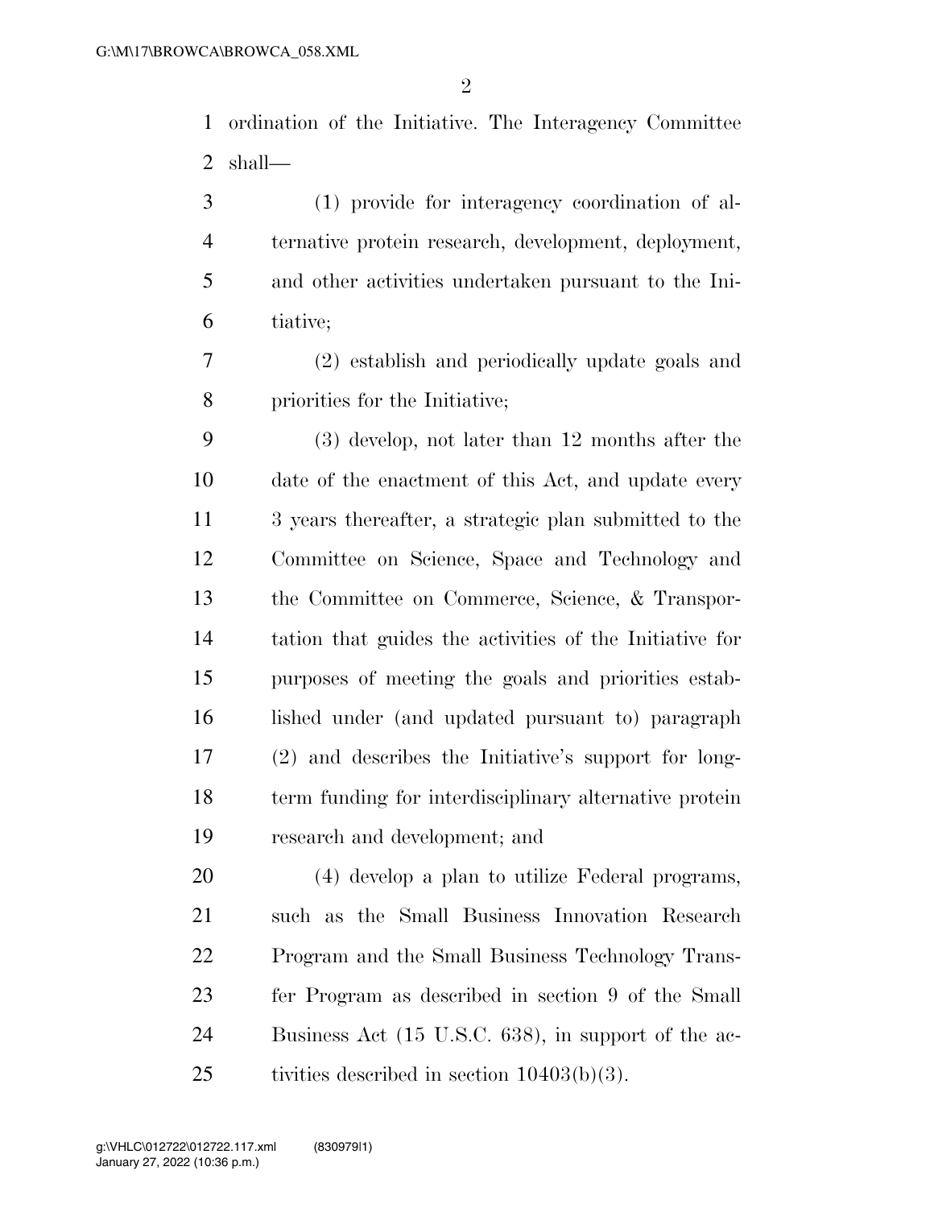ordination of the Initiative. The Interagency Committee shall—

(1) provide for interagency coordination of alternative protein research, development, deployment, and other activities undertaken pursuant to the Initiative;

(2) establish and periodically update goals and priorities for the Initiative;

(3) develop, not later than 12 months after the date of the enactment of this Act, and update every 3 years thereafter, a strategic plan submitted to the Committee on Science, Space and Technology and the Committee on Commerce, Science, & Transportation that guides the activities of the Initiative for purposes of meeting the goals and priorities established under (and updated pursuant to) paragraph (2) and describes the Initiative's support for long-term funding for interdisciplinary alternative protein research and development; and

(4) develop a plan to utilize Federal programs, such as the Small Business Innovation Research Program and the Small Business Technology Transfer Program as described in section 9 of the Small Business Act (15 U.S.C. 638), in support of the activities described in section 10403(b)(3).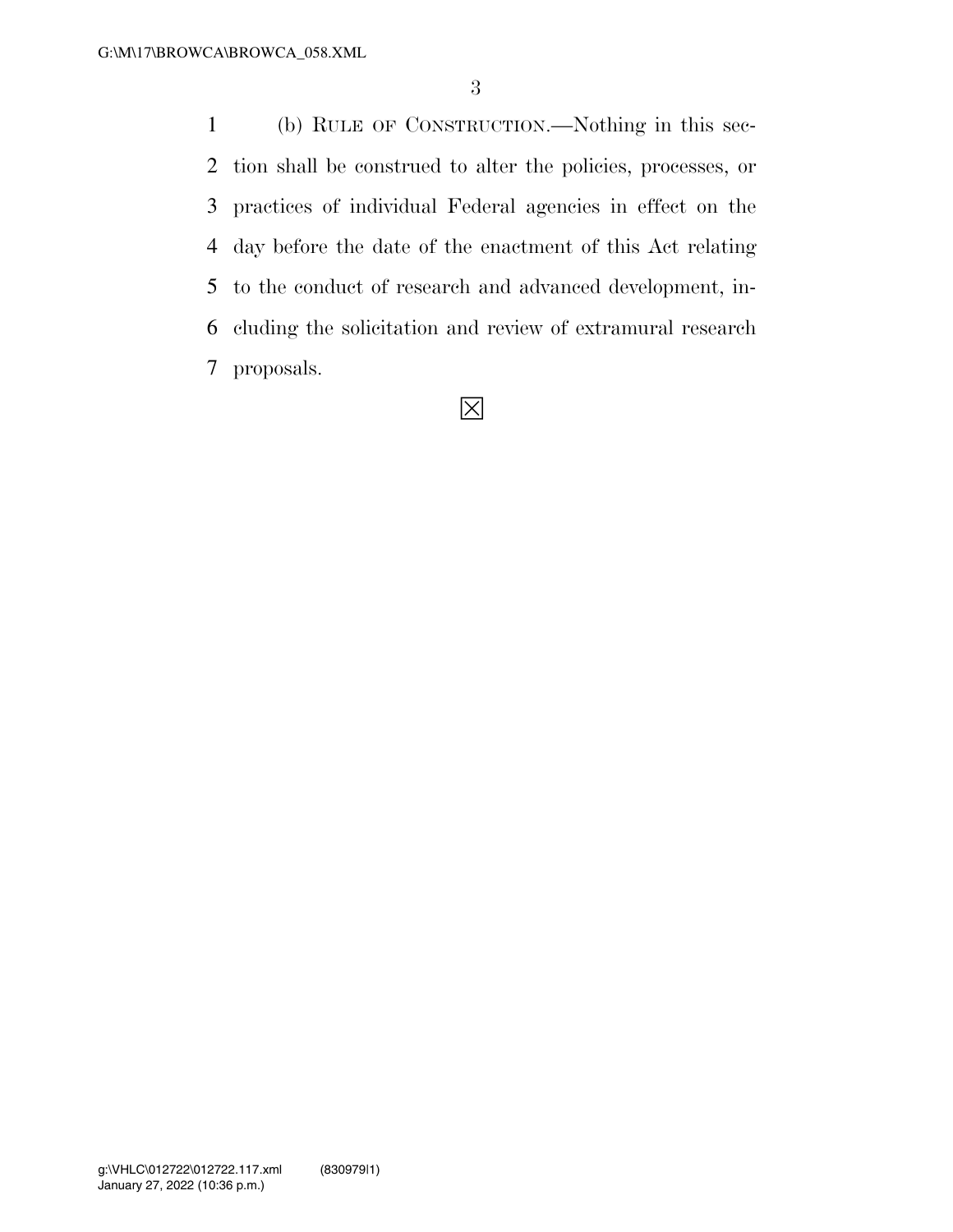(b) RULE OF CONSTRUCTION.—Nothing in this section shall be construed to alter the policies, processes, or practices of individual Federal agencies in effect on the day before the date of the enactment of this Act relating to the conduct of research and advanced development, including the solicitation and review of extramural research proposals.